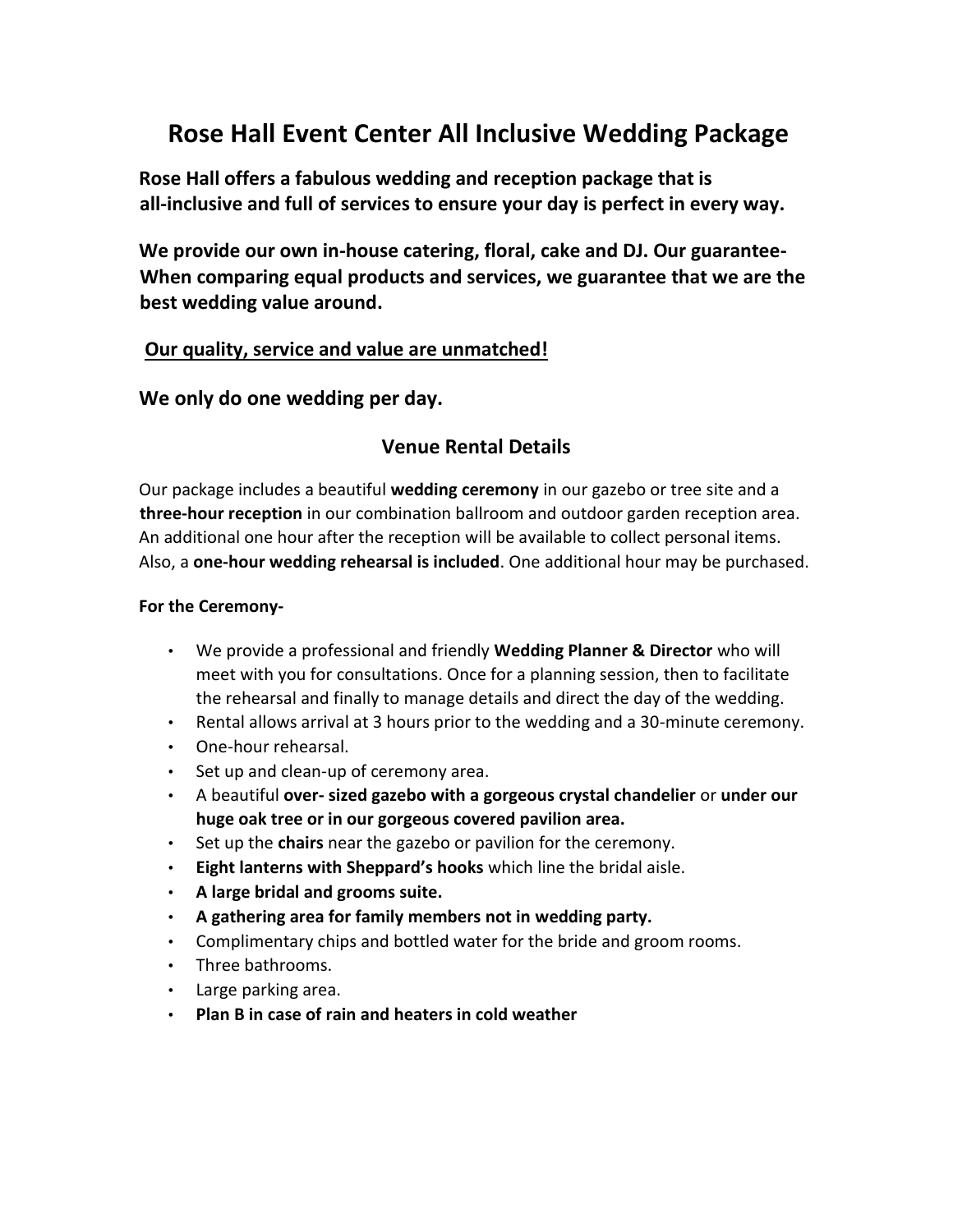# Rose Hall Event Center All Inclusive Wedding Package

**Rose Hall offers a fabulous wedding and reception package that is all-inclusive and full of services to ensure your day is perfect in every way.**

**We provide our own in-house catering, floral, cake and DJ. Our guarantee- When comparing equal products and services, we guarantee that we are the best wedding value around.**

**<u>Our quality, service and value are unmatched!</u>**

**We only do one wedding per day.**

## Venue Rental Details

Our package includes a beautiful **wedding ceremony** in our gazebo or tree site and a **three-hour reception** in our combination ballroom and outdoor garden reception area. An additional one hour after the reception will be available to collect personal items. Also, a **one-hour wedding rehearsal is included**. One additional hour may be purchased.

**For the Ceremony-**

- We provide a professional and friendly **Wedding Planner & Director** who will meet with you for consultations. Once for a planning session, then to facilitate the rehearsal and finally to manage details and direct the day of the wedding.
- Rental allows arrival at 3 hours prior to the wedding and a 30-minute ceremony.
- One-hour rehearsal.
- Set up and clean-up of ceremony area.
- A beautiful **over- sized gazebo with a gorgeous crystal chandelier** or **under our huge oak tree or in our gorgeous covered pavilion area.**
- Set up the **chairs** near the gazebo or pavilion for the ceremony.
- **Eight lanterns with Sheppard's hooks** which line the bridal aisle.
- **A large bridal and grooms suite.**
- **A gathering area for family members not in wedding party.**
- Complimentary chips and bottled water for the bride and groom rooms.
- Three bathrooms.
- Large parking area.
- **Plan B in case of rain and heaters in cold weather**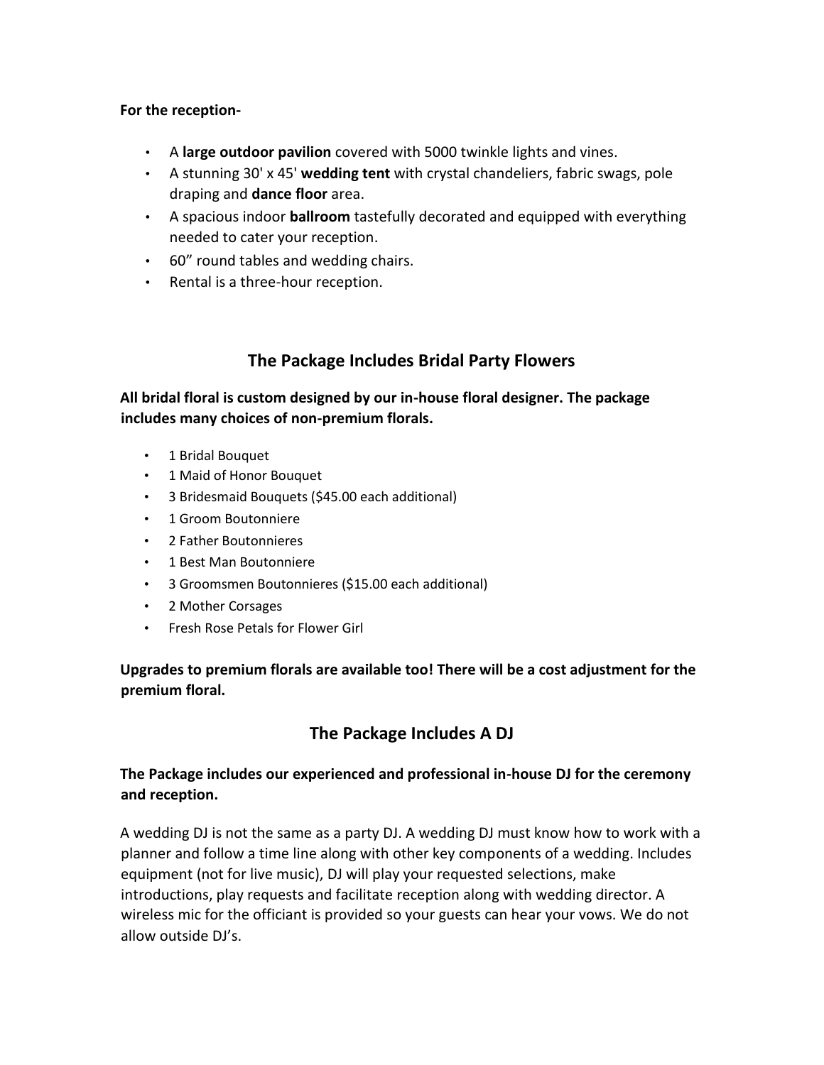**For the reception-**

- A **large outdoor pavilion** covered with 5000 twinkle lights and vines.
- A stunning 30' x 45' **wedding tent** with crystal chandeliers, fabric swags, pole draping and **dance floor** area.
- A spacious indoor **ballroom** tastefully decorated and equipped with everything needed to cater your reception.
- 60" round tables and wedding chairs.
- Rental is a three-hour reception.

## The Package Includes Bridal Party Flowers

**All bridal floral is custom designed by our in-house floral designer. The package includes many choices of non-premium florals.**

- 1 Bridal Bouquet
- 1 Maid of Honor Bouquet
- 3 Bridesmaid Bouquets ($45.00 each additional)
- 1 Groom Boutonniere
- 2 Father Boutonnieres
- 1 Best Man Boutonniere
- 3 Groomsmen Boutonnieres ($15.00 each additional)
- 2 Mother Corsages
- Fresh Rose Petals for Flower Girl

**Upgrades to premium florals are available too! There will be a cost adjustment for the premium floral.**

## The Package Includes A DJ

**The Package includes our experienced and professional in-house DJ for the ceremony and reception.**

A wedding DJ is not the same as a party DJ. A wedding DJ must know how to work with a planner and follow a time line along with other key components of a wedding. Includes equipment (not for live music), DJ will play your requested selections, make introductions, play requests and facilitate reception along with wedding director. A wireless mic for the officiant is provided so your guests can hear your vows. We do not allow outside DJ's.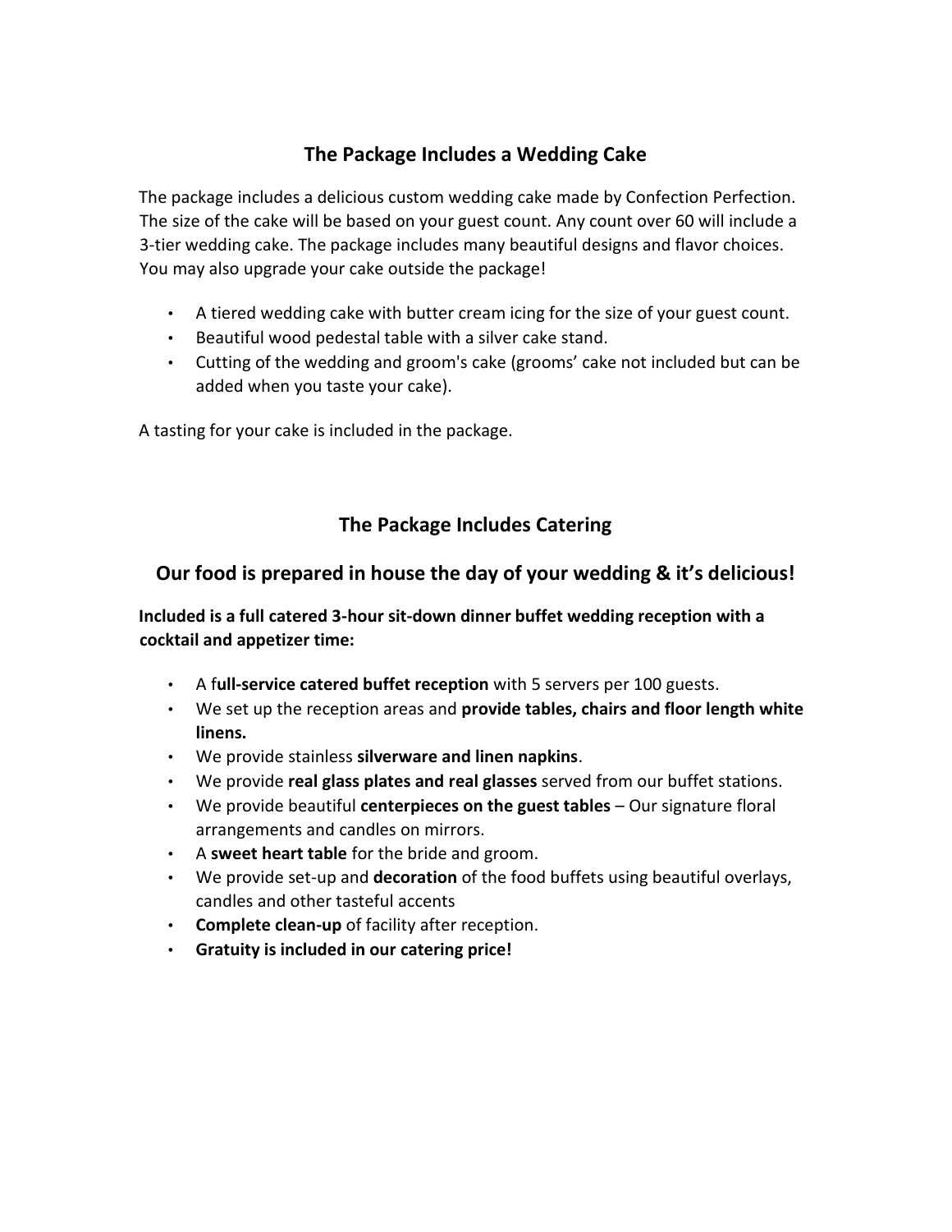## The Package Includes a Wedding Cake

The package includes a delicious custom wedding cake made by Confection Perfection. The size of the cake will be based on your guest count. Any count over 60 will include a 3-tier wedding cake. The package includes many beautiful designs and flavor choices. You may also upgrade your cake outside the package!

- A tiered wedding cake with butter cream icing for the size of your guest count.
- Beautiful wood pedestal table with a silver cake stand.
- Cutting of the wedding and groom's cake (grooms' cake not included but can be added when you taste your cake).

A tasting for your cake is included in the package.

## The Package Includes Catering

## Our food is prepared in house the day of your wedding & it's delicious!

**Included is a full catered 3-hour sit-down dinner buffet wedding reception with a cocktail and appetizer time:**

- A f**ull-service catered buffet reception** with 5 servers per 100 guests.
- We set up the reception areas and **provide tables, chairs and floor length white linens.**
- We provide stainless **silverware and linen napkins**.
- We provide **real glass plates and real glasses** served from our buffet stations.
- We provide beautiful **centerpieces on the guest tables** – Our signature floral arrangements and candles on mirrors.
- A **sweet heart table** for the bride and groom.
- We provide set-up and **decoration** of the food buffets using beautiful overlays, candles and other tasteful accents
- **Complete clean-up** of facility after reception.
- **Gratuity is included in our catering price!**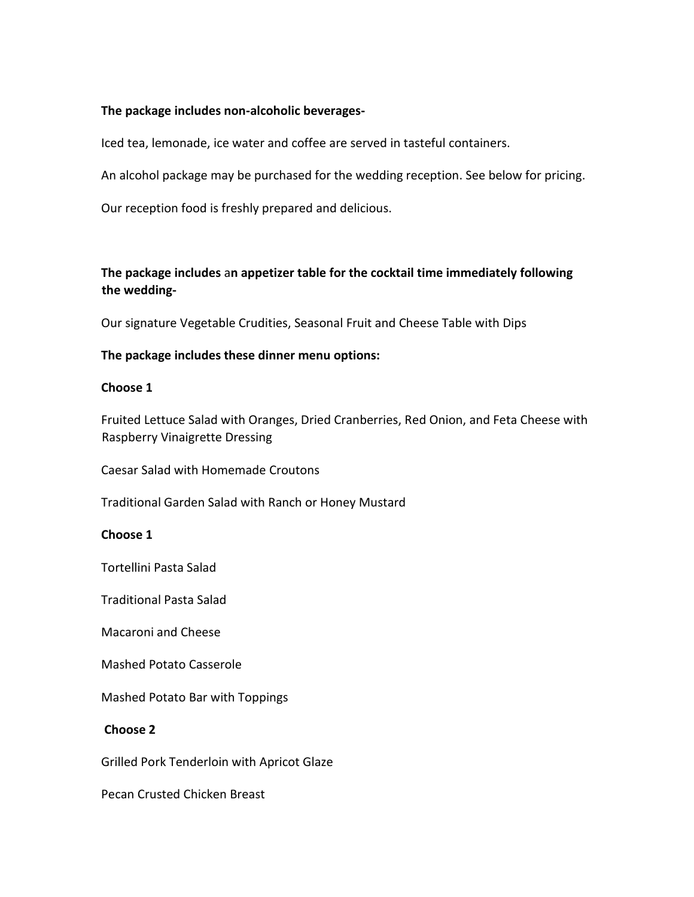**The package includes non-alcoholic beverages-**

Iced tea, lemonade, ice water and coffee are served in tasteful containers.

An alcohol package may be purchased for the wedding reception. See below for pricing.

Our reception food is freshly prepared and delicious.

**The package includes** a**n appetizer table for the cocktail time immediately following the wedding-**

Our signature Vegetable Crudities, Seasonal Fruit and Cheese Table with Dips

**The package includes these dinner menu options:**

**Choose 1**

Fruited Lettuce Salad with Oranges, Dried Cranberries, Red Onion, and Feta Cheese with Raspberry Vinaigrette Dressing

Caesar Salad with Homemade Croutons

Traditional Garden Salad with Ranch or Honey Mustard

**Choose 1**

Tortellini Pasta Salad

Traditional Pasta Salad

Macaroni and Cheese

Mashed Potato Casserole

Mashed Potato Bar with Toppings

**Choose 2**

Grilled Pork Tenderloin with Apricot Glaze

Pecan Crusted Chicken Breast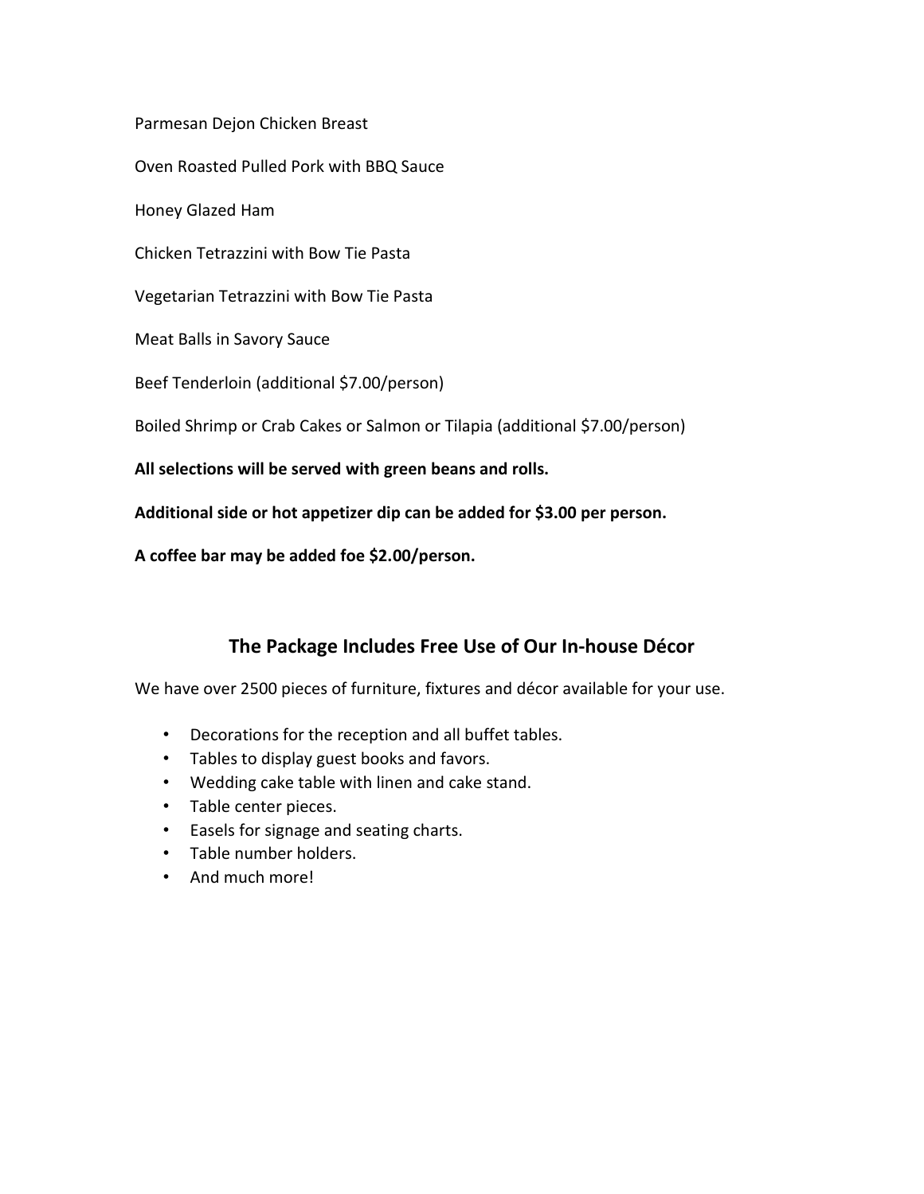Parmesan Dejon Chicken Breast

Oven Roasted Pulled Pork with BBQ Sauce

Honey Glazed Ham

Chicken Tetrazzini with Bow Tie Pasta

Vegetarian Tetrazzini with Bow Tie Pasta

Meat Balls in Savory Sauce

Beef Tenderloin (additional $7.00/person)

Boiled Shrimp or Crab Cakes or Salmon or Tilapia (additional $7.00/person)

**All selections will be served with green beans and rolls.**

**Additional side or hot appetizer dip can be added for $3.00 per person.**

**A coffee bar may be added foe $2.00/person.**

## The Package Includes Free Use of Our In-house Décor

We have over 2500 pieces of furniture, fixtures and décor available for your use.

- Decorations for the reception and all buffet tables.
- Tables to display guest books and favors.
- Wedding cake table with linen and cake stand.
- Table center pieces.
- Easels for signage and seating charts.
- Table number holders.
- And much more!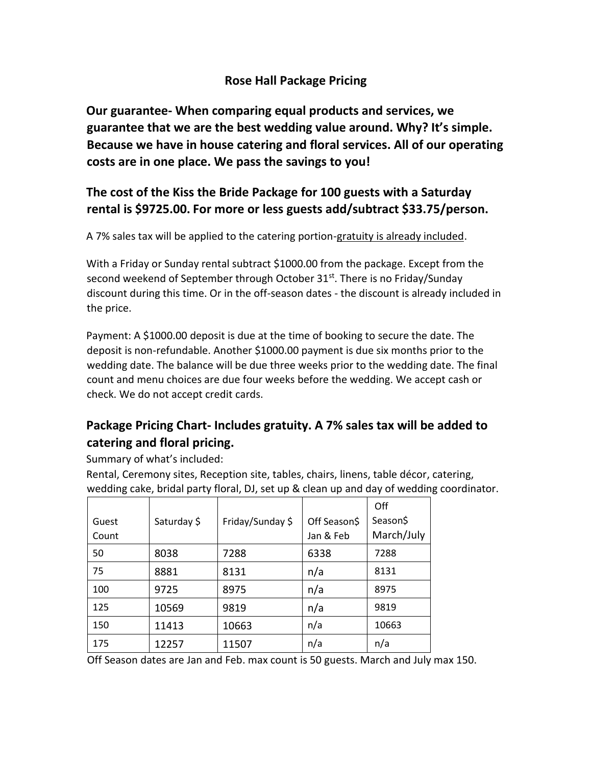# Rose Hall Package Pricing

**Our guarantee- When comparing equal products and services, we guarantee that we are the best wedding value around. Why? It's simple. Because we have in house catering and floral services. All of our operating costs are in one place. We pass the savings to you!**

## The cost of the Kiss the Bride Package for 100 guests with a Saturday rental is $9725.00. For more or less guests add/subtract $33.75/person.

A 7% sales tax will be applied to the catering portion-gratuity is already included.

With a Friday or Sunday rental subtract $1000.00 from the package. Except from the second weekend of September through October 31st. There is no Friday/Sunday discount during this time. Or in the off-season dates - the discount is already included in the price.

Payment: A $1000.00 deposit is due at the time of booking to secure the date. The deposit is non-refundable. Another $1000.00 payment is due six months prior to the wedding date. The balance will be due three weeks prior to the wedding date. The final count and menu choices are due four weeks before the wedding. We accept cash or check. We do not accept credit cards.

## Package Pricing Chart- Includes gratuity. A 7% sales tax will be added to catering and floral pricing.

Summary of what's included:

Rental, Ceremony sites, Reception site, tables, chairs, linens, table décor, catering, wedding cake, bridal party floral, DJ, set up & clean up and day of wedding coordinator.

| Guest Count | Saturday $ | Friday/Sunday $ | Off Season$ Jan & Feb | Off Season$ March/July |
|---|---|---|---|---|
| 50 | 8038 | 7288 | 6338 | 7288 |
| 75 | 8881 | 8131 | n/a | 8131 |
| 100 | 9725 | 8975 | n/a | 8975 |
| 125 | 10569 | 9819 | n/a | 9819 |
| 150 | 11413 | 10663 | n/a | 10663 |
| 175 | 12257 | 11507 | n/a | n/a |

Off Season dates are Jan and Feb. max count is 50 guests. March and July max 150.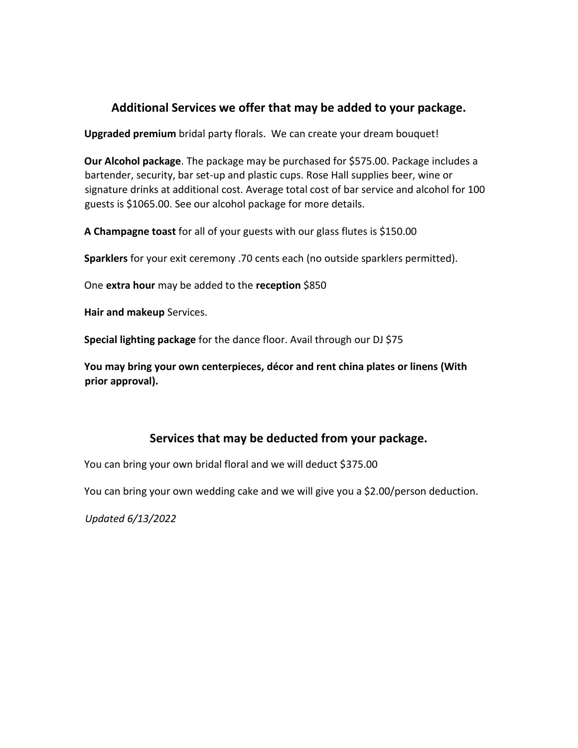## Additional Services we offer that may be added to your package.

**Upgraded premium** bridal party florals. We can create your dream bouquet!

**Our Alcohol package**. The package may be purchased for $575.00. Package includes a bartender, security, bar set-up and plastic cups. Rose Hall supplies beer, wine or signature drinks at additional cost. Average total cost of bar service and alcohol for 100 guests is $1065.00. See our alcohol package for more details.

**A Champagne toast** for all of your guests with our glass flutes is $150.00

**Sparklers** for your exit ceremony .70 cents each (no outside sparklers permitted).

One **extra hour** may be added to the **reception** $850

**Hair and makeup** Services.

**Special lighting package** for the dance floor. Avail through our DJ $75

**You may bring your own centerpieces, décor and rent china plates or linens (With prior approval).**

## Services that may be deducted from your package.

You can bring your own bridal floral and we will deduct $375.00

You can bring your own wedding cake and we will give you a $2.00/person deduction.

*Updated 6/13/2022*